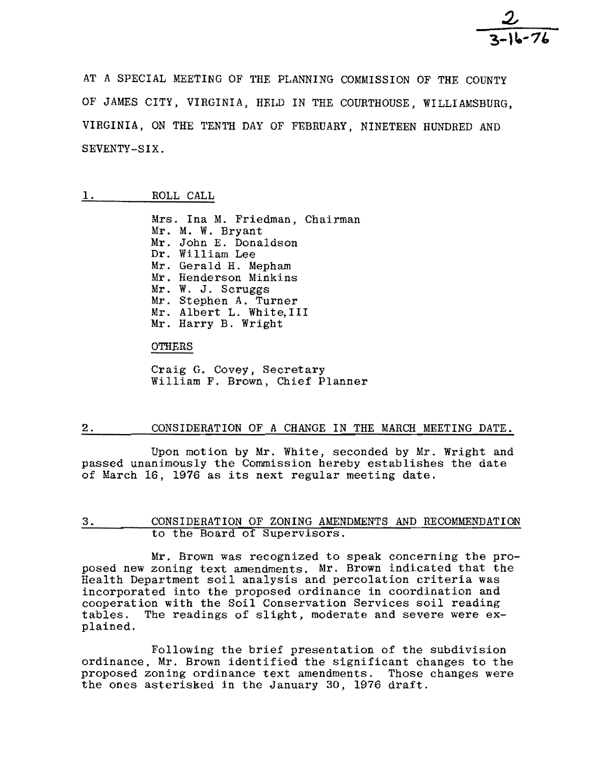AT A SPECIAL MEETING OF THE PLANNING COMMISSION OF THE COUNTY OF JAMES CITY, VIRGINIA, HELD IN THE COURTHOUSE, WILLIAMSBURG, VIRGINIA, ON THE TENTH DAY OF FEBRUARY, NINETEEN HUNDRED AND SEVENTY-SIX.

## 1. ROLL CALL

Mrs. Ina M. Friedman, Chairman
Mr. M. W. Bryant
Mr. John E. Donaldson
Dr. William Lee
Mr. Gerald H. Mepham
Mr. Henderson Minkins
Mr. W. J. Scruggs
Mr. Stephen A. Turner
Mr. Albert L. White, III
Mr. Harry B. Wright

OTHERS

Craig G. Covey, Secretary
William F. Brown, Chief Planner

## 2. CONSIDERATION OF A CHANGE IN THE MARCH MEETING DATE.

Upon motion by Mr. White, seconded by Mr. Wright and passed unanimously the Commission hereby establishes the date of March 16, 1976 as its next regular meeting date.

## 3. CONSIDERATION OF ZONING AMENDMENTS AND RECOMMENDATION to the Board of Supervisors.

Mr. Brown was recognized to speak concerning the proposed new zoning text amendments. Mr. Brown indicated that the Health Department soil analysis and percolation criteria was incorporated into the proposed ordinance in coordination and cooperation with the Soil Conservation Services soil reading tables. The readings of slight, moderate and severe were explained.

Following the brief presentation of the subdivision ordinance, Mr. Brown identified the significant changes to the proposed zoning ordinance text amendments. Those changes were the ones asterisked in the January 30, 1976 draft.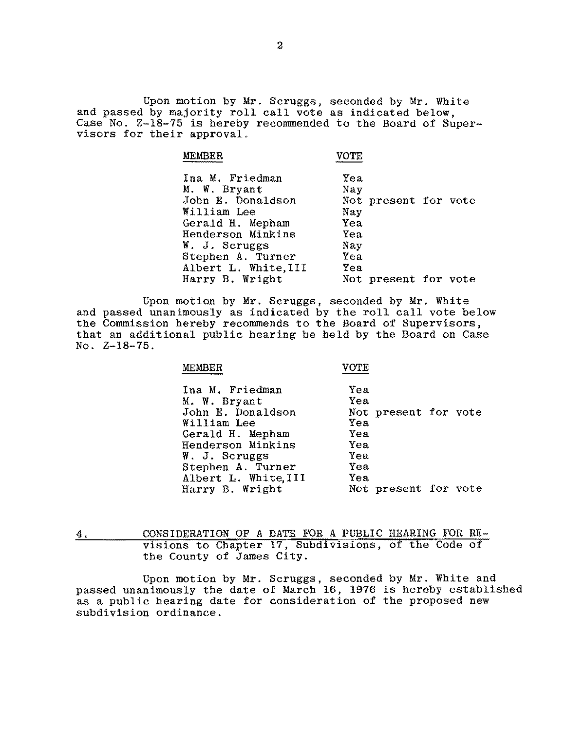Upon motion by Mr. Scruggs, seconded by Mr. White and passed by majority roll call vote as indicated below, Case No. Z-18-75 is hereby recommended to the Board of Supervisors for their approval.

| MEMBER | VOTE |
|---|---|
| Ina M. Friedman | Yea |
| M. W. Bryant | Nay |
| John E. Donaldson | Not present for vote |
| William Lee | Nay |
| Gerald H. Mepham | Yea |
| Henderson Minkins | Yea |
| W. J. Scruggs | Nay |
| Stephen A. Turner | Yea |
| Albert L. White, III | Yea |
| Harry B. Wright | Not present for vote |

Upon motion by Mr. Scruggs, seconded by Mr. White and passed unanimously as indicated by the roll call vote below the Commission hereby recommends to the Board of Supervisors, that an additional public hearing be held by the Board on Case No. Z-18-75.

| MEMBER | VOTE |
|---|---|
| Ina M. Friedman | Yea |
| M. W. Bryant | Yea |
| John E. Donaldson | Not present for vote |
| William Lee | Yea |
| Gerald H. Mepham | Yea |
| Henderson Minkins | Yea |
| W. J. Scruggs | Yea |
| Stephen A. Turner | Yea |
| Albert L. White, III | Yea |
| Harry B. Wright | Not present for vote |

4. CONSIDERATION OF A DATE FOR A PUBLIC HEARING FOR REvisions to Chapter 17, Subdivisions, of the Code of the County of James City.

Upon motion by Mr. Scruggs, seconded by Mr. White and passed unanimously the date of March 16, 1976 is hereby established as a public hearing date for consideration of the proposed new subdivision ordinance.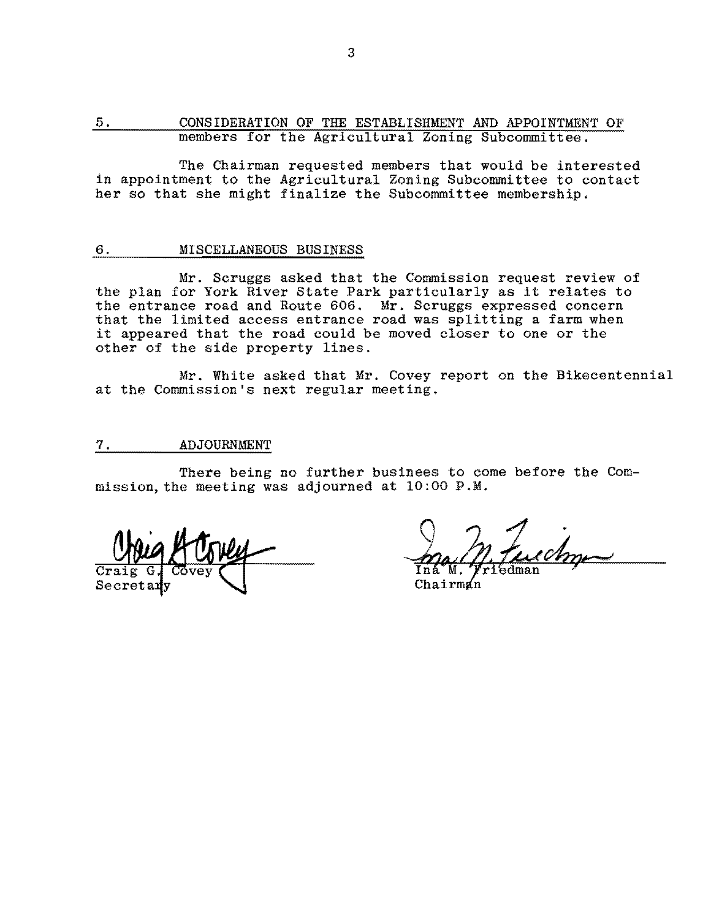## 5. CONSIDERATION OF THE ESTABLISHMENT AND APPOINTMENT OF members for the Agricultural Zoning Subcommittee.

The Chairman requested members that would be interested in appointment to the Agricultural Zoning Subcommittee to contact her so that she might finalize the Subcommittee membership.

## 6. MISCELLANEOUS BUSINESS

Mr. Scruggs asked that the Commission request review of the plan for York River State Park particularly as it relates to the entrance road and Route 606. Mr. Scruggs expressed concern that the limited access entrance road was splitting a farm when it appeared that the road could be moved closer to one or the other of the side property lines.

Mr. White asked that Mr. Covey report on the Bikecentennial at the Commission's next regular meeting.

## 7. ADJOURNMENT

There being no further businees to come before the Commission, the meeting was adjourned at 10:00 P.M.

Craig G. Covey
Secretary

Ina M. Friedman
Chairman